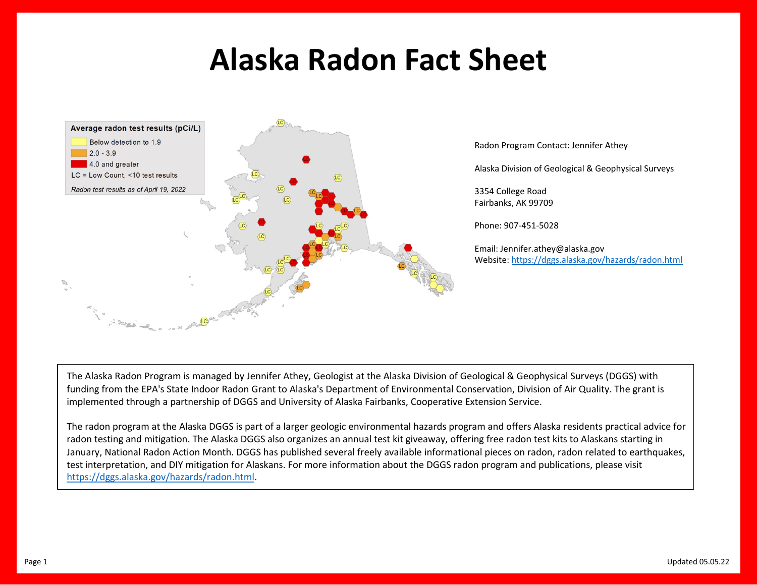# Alaska Radon Fact Sheet

Average radon test results (pCi/L)

- Below detection to 1.9
- 2.0 - 3.9
- 4.0 and greater
- LC = Low Count, <10 test results

*Radon test results as of April 19, 2022*

Radon Program Contact: Jennifer Athey

Alaska Division of Geological & Geophysical Surveys

3354 College Road
Fairbanks, AK 99709

Phone: 907-451-5028

Email: Jennifer.athey@alaska.gov
Website: https://dggs.alaska.gov/hazards/radon.html

The Alaska Radon Program is managed by Jennifer Athey, Geologist at the Alaska Division of Geological & Geophysical Surveys (DGGS) with funding from the EPA's State Indoor Radon Grant to Alaska's Department of Environmental Conservation, Division of Air Quality. The grant is implemented through a partnership of DGGS and University of Alaska Fairbanks, Cooperative Extension Service.

The radon program at the Alaska DGGS is part of a larger geologic environmental hazards program and offers Alaska residents practical advice for radon testing and mitigation. The Alaska DGGS also organizes an annual test kit giveaway, offering free radon test kits to Alaskans starting in January, National Radon Action Month. DGGS has published several freely available informational pieces on radon, radon related to earthquakes, test interpretation, and DIY mitigation for Alaskans. For more information about the DGGS radon program and publications, please visit https://dggs.alaska.gov/hazards/radon.html.

Updated 05.05.22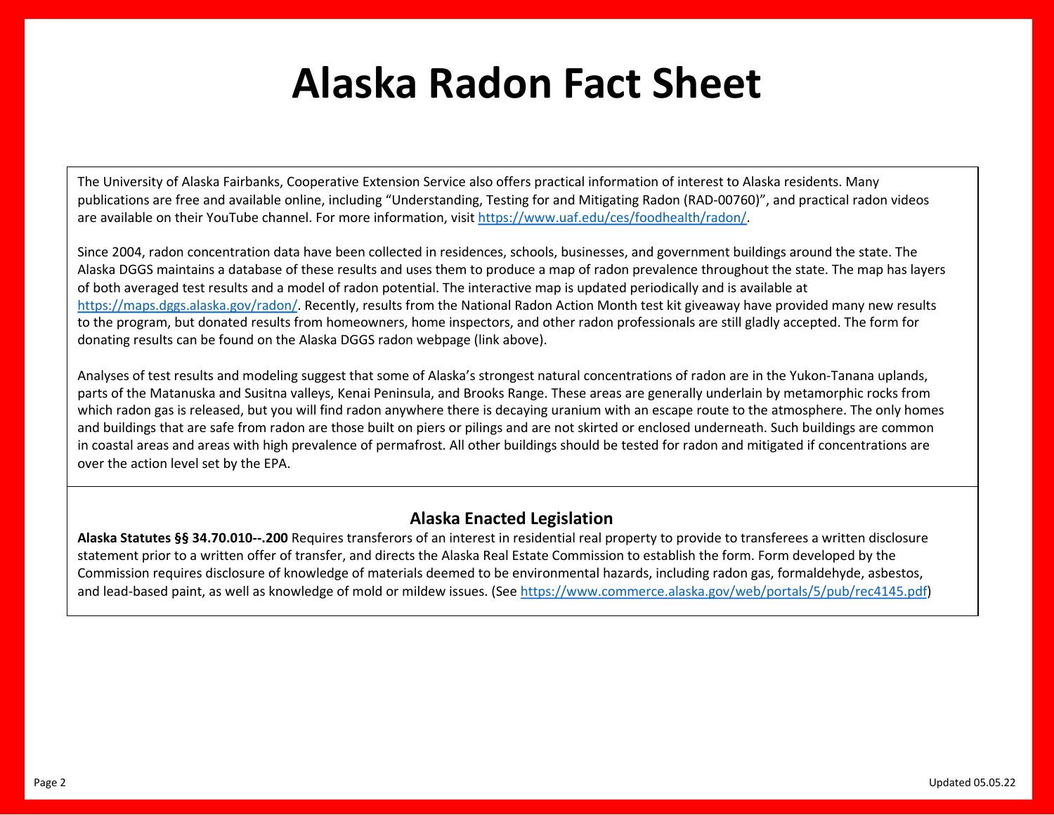# Alaska Radon Fact Sheet

The University of Alaska Fairbanks, Cooperative Extension Service also offers practical information of interest to Alaska residents. Many publications are free and available online, including “Understanding, Testing for and Mitigating Radon (RAD-00760)”, and practical radon videos are available on their YouTube channel. For more information, visit https://www.uaf.edu/ces/foodhealth/radon/.

Since 2004, radon concentration data have been collected in residences, schools, businesses, and government buildings around the state. The Alaska DGGS maintains a database of these results and uses them to produce a map of radon prevalence throughout the state. The map has layers of both averaged test results and a model of radon potential. The interactive map is updated periodically and is available at https://maps.dggs.alaska.gov/radon/. Recently, results from the National Radon Action Month test kit giveaway have provided many new results to the program, but donated results from homeowners, home inspectors, and other radon professionals are still gladly accepted. The form for donating results can be found on the Alaska DGGS radon webpage (link above).

Analyses of test results and modeling suggest that some of Alaska’s strongest natural concentrations of radon are in the Yukon-Tanana uplands, parts of the Matanuska and Susitna valleys, Kenai Peninsula, and Brooks Range. These areas are generally underlain by metamorphic rocks from which radon gas is released, but you will find radon anywhere there is decaying uranium with an escape route to the atmosphere. The only homes and buildings that are safe from radon are those built on piers or pilings and are not skirted or enclosed underneath. Such buildings are common in coastal areas and areas with high prevalence of permafrost. All other buildings should be tested for radon and mitigated if concentrations are over the action level set by the EPA.

## Alaska Enacted Legislation

**Alaska Statutes §§ 34.70.010--.200** Requires transferors of an interest in residential real property to provide to transferees a written disclosure statement prior to a written offer of transfer, and directs the Alaska Real Estate Commission to establish the form. Form developed by the Commission requires disclosure of knowledge of materials deemed to be environmental hazards, including radon gas, formaldehyde, asbestos, and lead-based paint, as well as knowledge of mold or mildew issues. (See https://www.commerce.alaska.gov/web/portals/5/pub/rec4145.pdf)

Updated 05.05.22